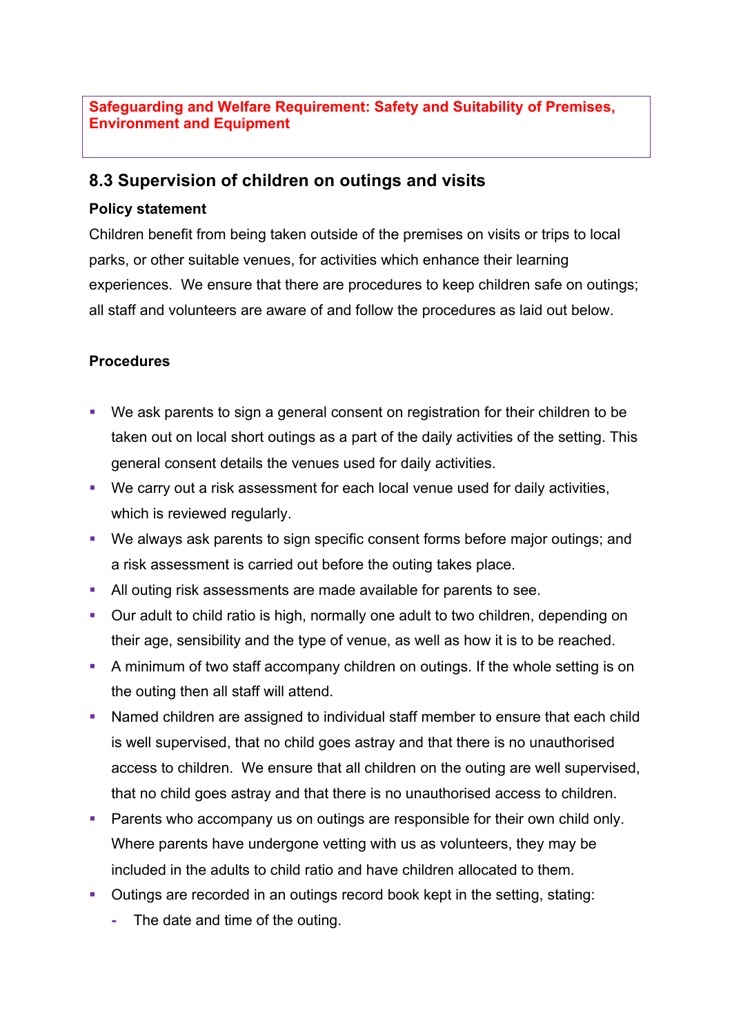**Safeguarding and Welfare Requirement: Safety and Suitability of Premises, Environment and Equipment**

## 8.3 Supervision of children on outings and visits

### Policy statement

Children benefit from being taken outside of the premises on visits or trips to local parks, or other suitable venues, for activities which enhance their learning experiences. We ensure that there are procedures to keep children safe on outings; all staff and volunteers are aware of and follow the procedures as laid out below.

### Procedures

- We ask parents to sign a general consent on registration for their children to be taken out on local short outings as a part of the daily activities of the setting. This general consent details the venues used for daily activities.
- We carry out a risk assessment for each local venue used for daily activities, which is reviewed regularly.
- We always ask parents to sign specific consent forms before major outings; and a risk assessment is carried out before the outing takes place.
- All outing risk assessments are made available for parents to see.
- Our adult to child ratio is high, normally one adult to two children, depending on their age, sensibility and the type of venue, as well as how it is to be reached.
- A minimum of two staff accompany children on outings. If the whole setting is on the outing then all staff will attend.
- Named children are assigned to individual staff member to ensure that each child is well supervised, that no child goes astray and that there is no unauthorised access to children. We ensure that all children on the outing are well supervised, that no child goes astray and that there is no unauthorised access to children.
- Parents who accompany us on outings are responsible for their own child only. Where parents have undergone vetting with us as volunteers, they may be included in the adults to child ratio and have children allocated to them.
- Outings are recorded in an outings record book kept in the setting, stating:
  - The date and time of the outing.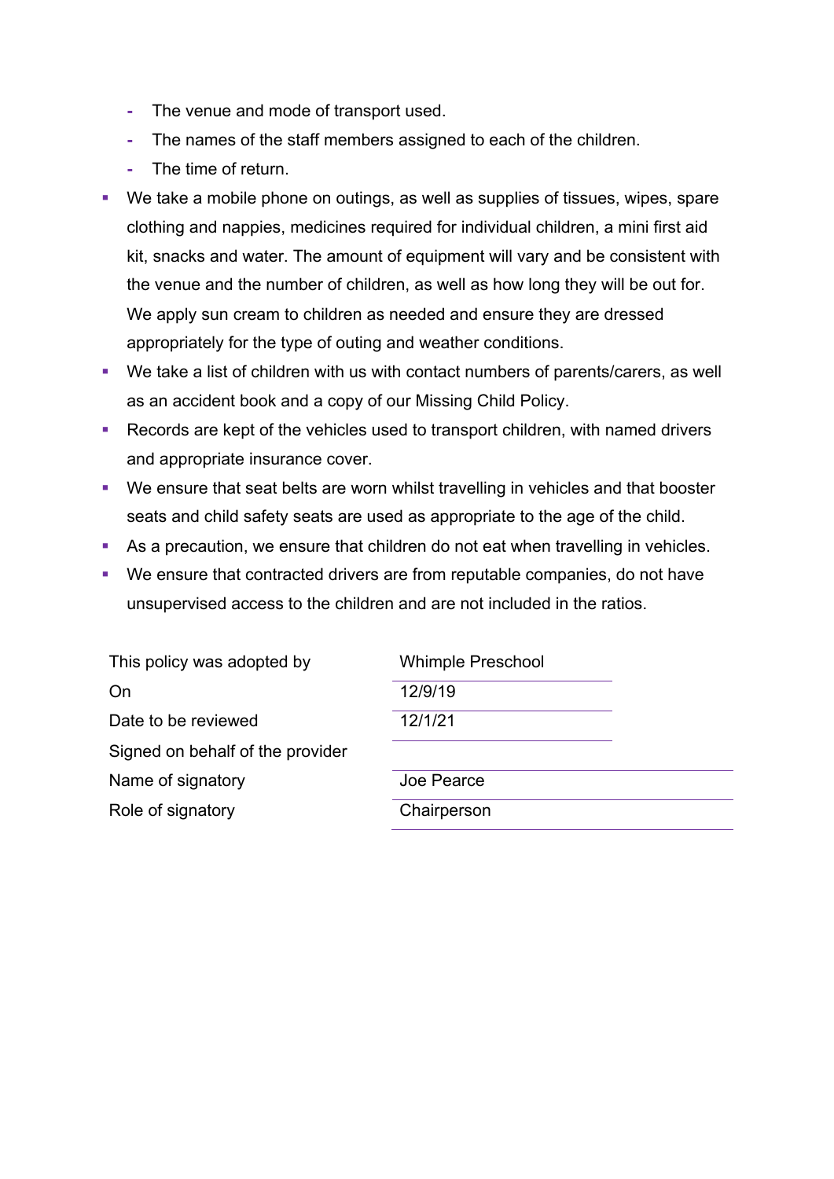- The venue and mode of transport used.
  - The names of the staff members assigned to each of the children.
  - The time of return.
- We take a mobile phone on outings, as well as supplies of tissues, wipes, spare clothing and nappies, medicines required for individual children, a mini first aid kit, snacks and water. The amount of equipment will vary and be consistent with the venue and the number of children, as well as how long they will be out for. We apply sun cream to children as needed and ensure they are dressed appropriately for the type of outing and weather conditions.
- We take a list of children with us with contact numbers of parents/carers, as well as an accident book and a copy of our Missing Child Policy.
- Records are kept of the vehicles used to transport children, with named drivers and appropriate insurance cover.
- We ensure that seat belts are worn whilst travelling in vehicles and that booster seats and child safety seats are used as appropriate to the age of the child.
- As a precaution, we ensure that children do not eat when travelling in vehicles.
- We ensure that contracted drivers are from reputable companies, do not have unsupervised access to the children and are not included in the ratios.

| | |
|---|---|
| This policy was adopted by | Whimple Preschool |
| On | 12/9/19 |
| Date to be reviewed | 12/1/21 |
| Signed on behalf of the provider | |
| Name of signatory | Joe Pearce |
| Role of signatory | Chairperson |